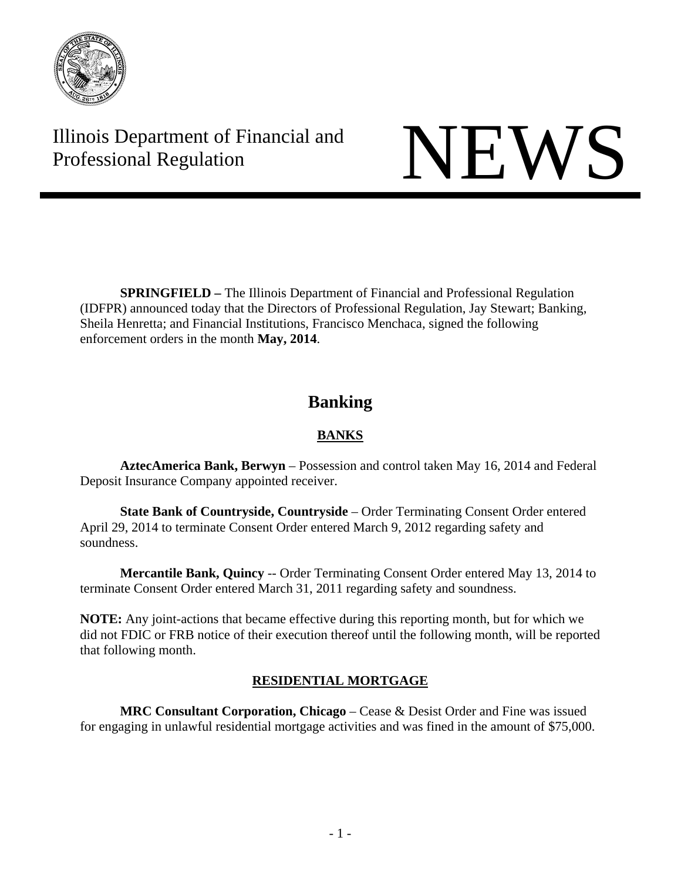Illinois Department of Financial and Professional Regulation

# NEWS

**SPRINGFIELD –** The Illinois Department of Financial and Professional Regulation (IDFPR) announced today that the Directors of Professional Regulation, Jay Stewart; Banking, Sheila Henretta; and Financial Institutions, Francisco Menchaca, signed the following enforcement orders in the month **May, 2014**.

## Banking

### BANKS

**AztecAmerica Bank, Berwyn** – Possession and control taken May 16, 2014 and Federal Deposit Insurance Company appointed receiver.

**State Bank of Countryside, Countryside** – Order Terminating Consent Order entered April 29, 2014 to terminate Consent Order entered March 9, 2012 regarding safety and soundness.

**Mercantile Bank, Quincy** -- Order Terminating Consent Order entered May 13, 2014 to terminate Consent Order entered March 31, 2011 regarding safety and soundness.

**NOTE:** Any joint-actions that became effective during this reporting month, but for which we did not FDIC or FRB notice of their execution thereof until the following month, will be reported that following month.

### RESIDENTIAL MORTGAGE

**MRC Consultant Corporation, Chicago** – Cease & Desist Order and Fine was issued for engaging in unlawful residential mortgage activities and was fined in the amount of $75,000.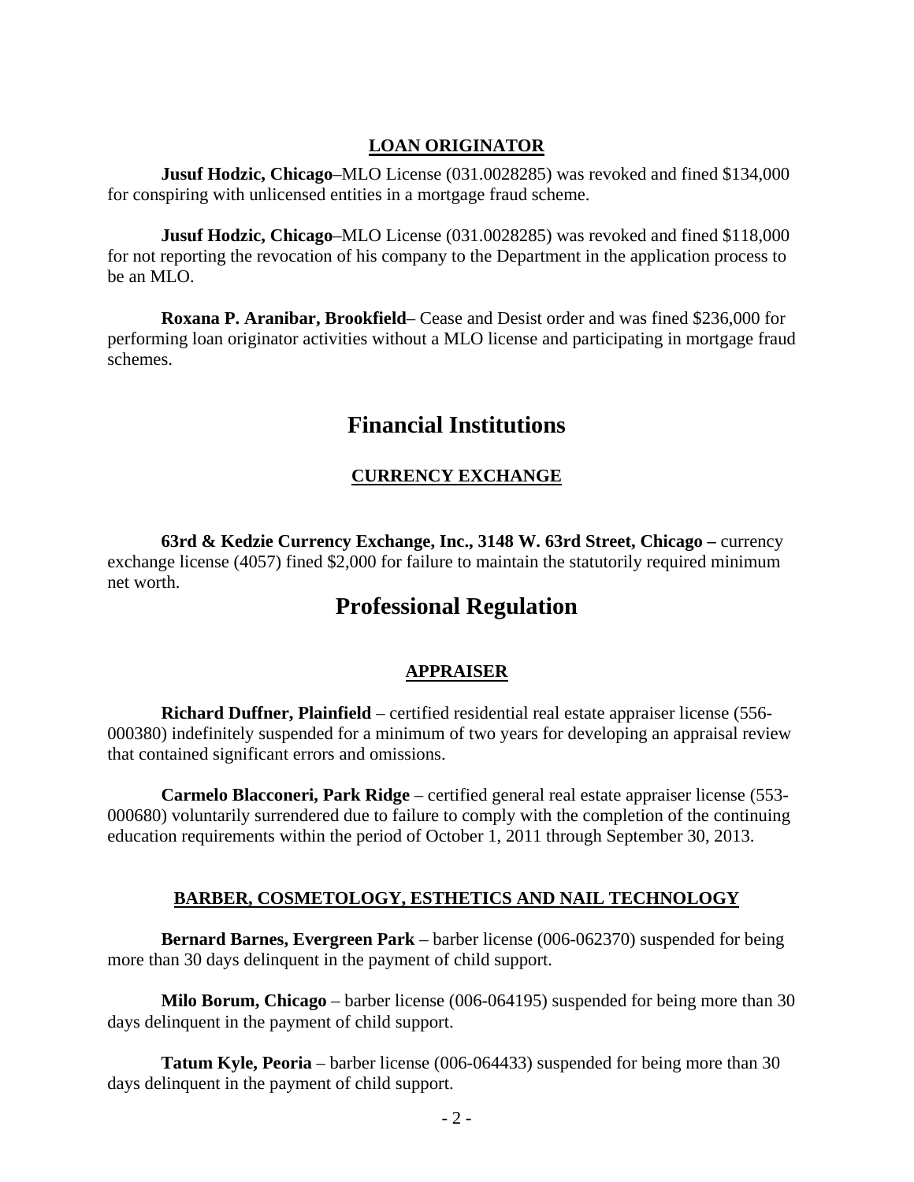### LOAN ORIGINATOR

**Jusuf Hodzic, Chicago**–MLO License (031.0028285) was revoked and fined $134,000 for conspiring with unlicensed entities in a mortgage fraud scheme.

**Jusuf Hodzic, Chicago**–MLO License (031.0028285) was revoked and fined $118,000 for not reporting the revocation of his company to the Department in the application process to be an MLO.

**Roxana P. Aranibar, Brookfield**– Cease and Desist order and was fined $236,000 for performing loan originator activities without a MLO license and participating in mortgage fraud schemes.

# Financial Institutions

### CURRENCY EXCHANGE

**63rd & Kedzie Currency Exchange, Inc., 3148 W. 63rd Street, Chicago –** currency exchange license (4057) fined $2,000 for failure to maintain the statutorily required minimum net worth.

# Professional Regulation

### APPRAISER

**Richard Duffner, Plainfield** – certified residential real estate appraiser license (556-000380) indefinitely suspended for a minimum of two years for developing an appraisal review that contained significant errors and omissions.

**Carmelo Blacconeri, Park Ridge** – certified general real estate appraiser license (553-000680) voluntarily surrendered due to failure to comply with the completion of the continuing education requirements within the period of October 1, 2011 through September 30, 2013.

### BARBER, COSMETOLOGY, ESTHETICS AND NAIL TECHNOLOGY

**Bernard Barnes, Evergreen Park** – barber license (006-062370) suspended for being more than 30 days delinquent in the payment of child support.

**Milo Borum, Chicago** – barber license (006-064195) suspended for being more than 30 days delinquent in the payment of child support.

**Tatum Kyle, Peoria** – barber license (006-064433) suspended for being more than 30 days delinquent in the payment of child support.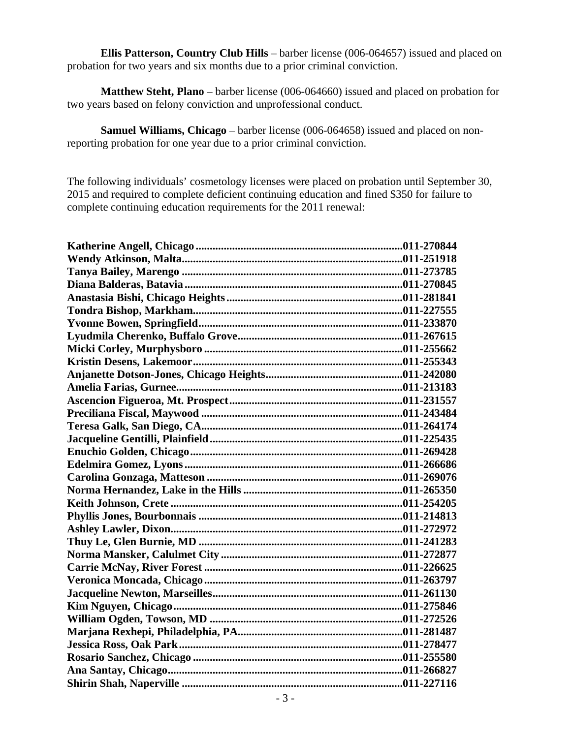**Ellis Patterson, Country Club Hills** – barber license (006-064657) issued and placed on probation for two years and six months due to a prior criminal conviction.

**Matthew Steht, Plano** – barber license (006-064660) issued and placed on probation for two years based on felony conviction and unprofessional conduct.

**Samuel Williams, Chicago** – barber license (006-064658) issued and placed on non-reporting probation for one year due to a prior criminal conviction.

The following individuals' cosmetology licenses were placed on probation until September 30, 2015 and required to complete deficient continuing education and fined $350 for failure to complete continuing education requirements for the 2011 renewal:

**Katherine Angell, Chicago ........................................................................011-270844**
**Wendy Atkinson, Malta............................................................................011-251918**
**Tanya Bailey, Marengo ............................................................................011-273785**
**Diana Balderas, Batavia ...........................................................................011-270845**
**Anastasia Bishi, Chicago Heights.............................................................011-281841**
**Tondra Bishop, Markham.........................................................................011-227555**
**Yvonne Bowen, Springfield......................................................................011-233870**
**Lyudmila Cherenko, Buffalo Grove.........................................................011-267615**
**Micki Corley, Murphysboro .....................................................................011-255662**
**Kristin Desens, Lakemoor.........................................................................011-255343**
**Anjanette Dotson-Jones, Chicago Heights................................................011-242080**
**Amelia Farias, Gurnee...............................................................................011-213183**
**Ascencion Figueroa, Mt. Prospect............................................................011-231557**
**Preciliana Fiscal, Maywood .....................................................................011-243484**
**Teresa Galk, San Diego, CA......................................................................011-264174**
**Jacqueline Gentilli, Plainfield...................................................................011-225435**
**Enuchio Golden, Chicago..........................................................................011-269428**
**Edelmira Gomez, Lyons ...........................................................................011-266686**
**Carolina Gonzaga, Matteson ....................................................................011-269076**
**Norma Hernandez, Lake in the Hills .......................................................011-265350**
**Keith Johnson, Crete ................................................................................011-254205**
**Phyllis Jones, Bourbonnais ......................................................................011-214813**
**Ashley Lawler, Dixon................................................................................011-272972**
**Thuy Le, Glen Burnie, MD .......................................................................011-241283**
**Norma Mansker, Calulmet City ...............................................................011-272877**
**Carrie McNay, River Forest .....................................................................011-226625**
**Veronica Moncada, Chicago.....................................................................011-263797**
**Jacqueline Newton, Marseilles..................................................................011-261130**
**Kim Nguyen, Chicago...............................................................................011-275846**
**William Ogden, Towson, MD ..................................................................011-272526**
**Marjana Rexhepi, Philadelphia, PA.........................................................011-281487**
**Jessica Ross, Oak Park..............................................................................011-278477**
**Rosario Sanchez, Chicago .........................................................................011-255580**
**Ana Santay, Chicago..................................................................................011-266827**
**Shirin Shah, Naperville ............................................................................011-227116**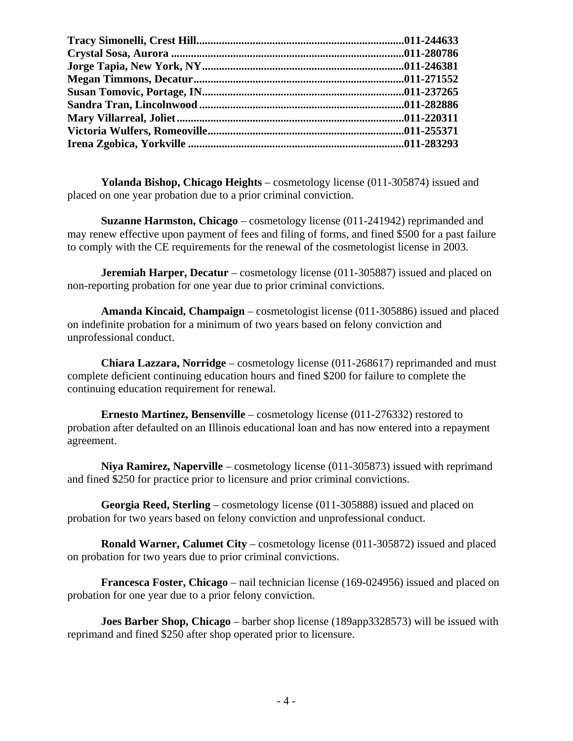**Tracy Simonelli, Crest Hill.........................................................................011-244633**
**Crystal Sosa, Aurora ..................................................................................011-280786**
**Jorge Tapia, New York, NY.......................................................................011-246381**
**Megan Timmons, Decatur..........................................................................011-271552**
**Susan Tomovic, Portage, IN.......................................................................011-237265**
**Sandra Tran, Lincolnwood .......................................................................011-282886**
**Mary Villarreal, Joliet...............................................................................011-220311**
**Victoria Wulfers, Romeoville....................................................................011-255371**
**Irena Zgobica, Yorkville ...........................................................................011-283293**

**Yolanda Bishop, Chicago Heights** – cosmetology license (011-305874) issued and placed on one year probation due to a prior criminal conviction.

**Suzanne Harmston, Chicago** – cosmetology license (011-241942) reprimanded and may renew effective upon payment of fees and filing of forms, and fined $500 for a past failure to comply with the CE requirements for the renewal of the cosmetologist license in 2003.

**Jeremiah Harper, Decatur** – cosmetology license (011-305887) issued and placed on non-reporting probation for one year due to prior criminal convictions.

**Amanda Kincaid, Champaign** – cosmetologist license (011-305886) issued and placed on indefinite probation for a minimum of two years based on felony conviction and unprofessional conduct.

**Chiara Lazzara, Norridge** – cosmetology license (011-268617) reprimanded and must complete deficient continuing education hours and fined $200 for failure to complete the continuing education requirement for renewal.

**Ernesto Martinez, Bensenville** – cosmetology license (011-276332) restored to probation after defaulted on an Illinois educational loan and has now entered into a repayment agreement.

**Niya Ramirez, Naperville** – cosmetology license (011-305873) issued with reprimand and fined $250 for practice prior to licensure and prior criminal convictions.

**Georgia Reed, Sterling** – cosmetology license (011-305888) issued and placed on probation for two years based on felony conviction and unprofessional conduct.

**Ronald Warner, Calumet City** – cosmetology license (011-305872) issued and placed on probation for two years due to prior criminal convictions.

**Francesca Foster, Chicago** – nail technician license (169-024956) issued and placed on probation for one year due to a prior felony conviction.

**Joes Barber Shop, Chicago** – barber shop license (189app3328573) will be issued with reprimand and fined $250 after shop operated prior to licensure.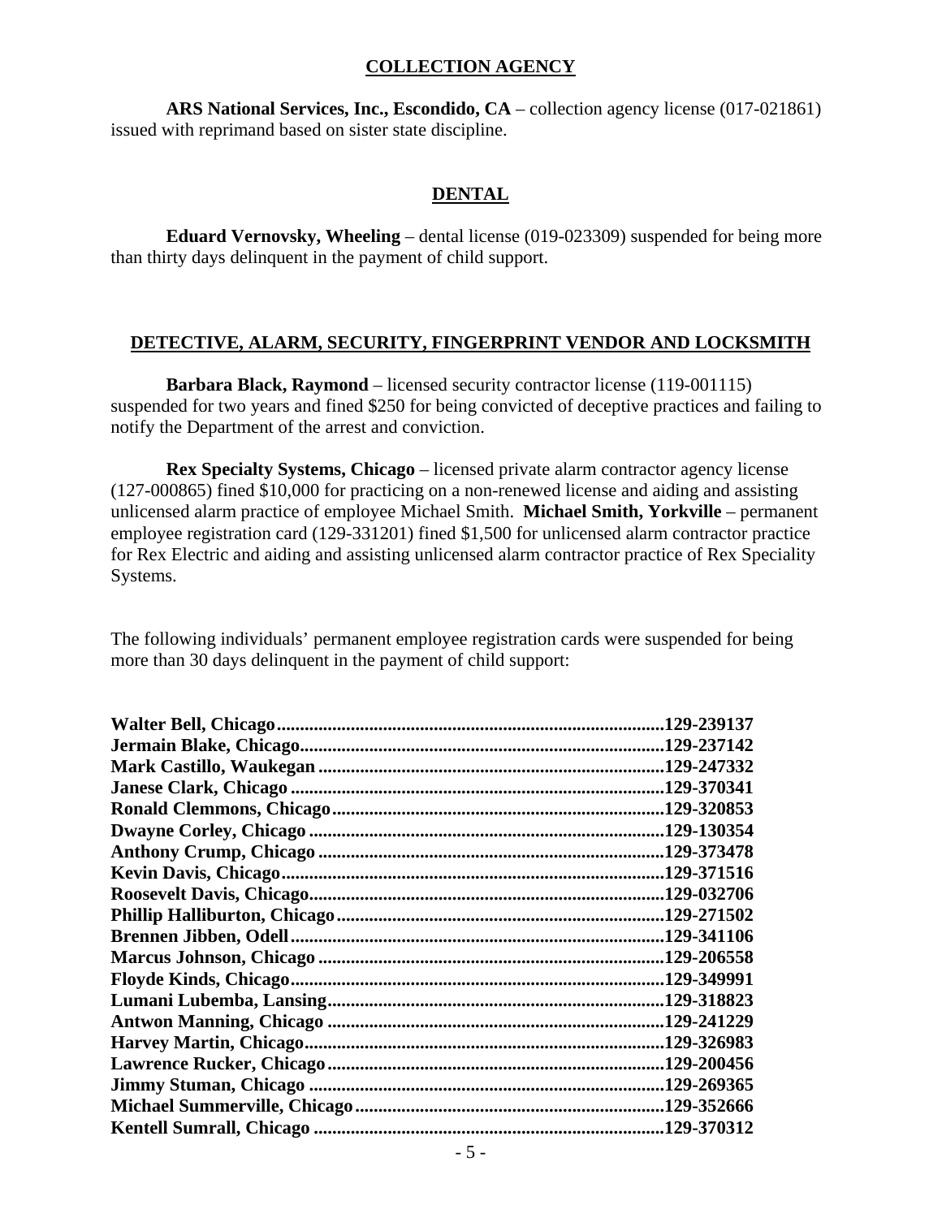## COLLECTION AGENCY

**ARS National Services, Inc., Escondido, CA** – collection agency license (017-021861) issued with reprimand based on sister state discipline.

## DENTAL

**Eduard Vernovsky, Wheeling** – dental license (019-023309) suspended for being more than thirty days delinquent in the payment of child support.

## DETECTIVE, ALARM, SECURITY, FINGERPRINT VENDOR AND LOCKSMITH

**Barbara Black, Raymond** – licensed security contractor license (119-001115) suspended for two years and fined $250 for being convicted of deceptive practices and failing to notify the Department of the arrest and conviction.

**Rex Specialty Systems, Chicago** – licensed private alarm contractor agency license (127-000865) fined $10,000 for practicing on a non-renewed license and aiding and assisting unlicensed alarm practice of employee Michael Smith. **Michael Smith, Yorkville** – permanent employee registration card (129-331201) fined $1,500 for unlicensed alarm contractor practice for Rex Electric and aiding and assisting unlicensed alarm contractor practice of Rex Speciality Systems.

The following individuals' permanent employee registration cards were suspended for being more than 30 days delinquent in the payment of child support:

**Walter Bell, Chicago....................129-239137**
**Jermain Blake, Chicago....................129-237142**
**Mark Castillo, Waukegan....................129-247332**
**Janese Clark, Chicago....................129-370341**
**Ronald Clemmons, Chicago....................129-320853**
**Dwayne Corley, Chicago....................129-130354**
**Anthony Crump, Chicago....................129-373478**
**Kevin Davis, Chicago....................129-371516**
**Roosevelt Davis, Chicago....................129-032706**
**Phillip Halliburton, Chicago....................129-271502**
**Brennen Jibben, Odell....................129-341106**
**Marcus Johnson, Chicago....................129-206558**
**Floyde Kinds, Chicago....................129-349991**
**Lumani Lubemba, Lansing....................129-318823**
**Antwon Manning, Chicago....................129-241229**
**Harvey Martin, Chicago....................129-326983**
**Lawrence Rucker, Chicago....................129-200456**
**Jimmy Stuman, Chicago....................129-269365**
**Michael Summerville, Chicago....................129-352666**
**Kentell Sumrall, Chicago....................129-370312**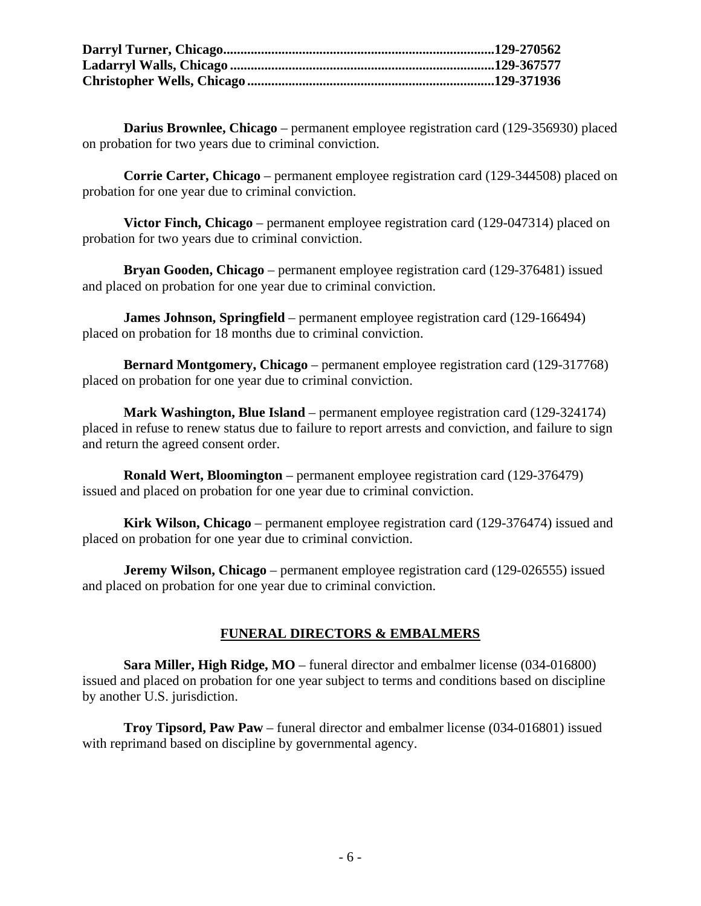**Darryl Turner, Chicago..............................................................................129-270562**
**Ladarryl Walls, Chicago ............................................................................129-367577**
**Christopher Wells, Chicago .......................................................................129-371936**

**Darius Brownlee, Chicago** – permanent employee registration card (129-356930) placed on probation for two years due to criminal conviction.

**Corrie Carter, Chicago** – permanent employee registration card (129-344508) placed on probation for one year due to criminal conviction.

**Victor Finch, Chicago** – permanent employee registration card (129-047314) placed on probation for two years due to criminal conviction.

**Bryan Gooden, Chicago** – permanent employee registration card (129-376481) issued and placed on probation for one year due to criminal conviction.

**James Johnson, Springfield** – permanent employee registration card (129-166494) placed on probation for 18 months due to criminal conviction.

**Bernard Montgomery, Chicago** – permanent employee registration card (129-317768) placed on probation for one year due to criminal conviction.

**Mark Washington, Blue Island** – permanent employee registration card (129-324174) placed in refuse to renew status due to failure to report arrests and conviction, and failure to sign and return the agreed consent order.

**Ronald Wert, Bloomington** – permanent employee registration card (129-376479) issued and placed on probation for one year due to criminal conviction.

**Kirk Wilson, Chicago** – permanent employee registration card (129-376474) issued and placed on probation for one year due to criminal conviction.

**Jeremy Wilson, Chicago** – permanent employee registration card (129-026555) issued and placed on probation for one year due to criminal conviction.

## FUNERAL DIRECTORS & EMBALMERS

**Sara Miller, High Ridge, MO** – funeral director and embalmer license (034-016800) issued and placed on probation for one year subject to terms and conditions based on discipline by another U.S. jurisdiction.

**Troy Tipsord, Paw Paw** – funeral director and embalmer license (034-016801) issued with reprimand based on discipline by governmental agency.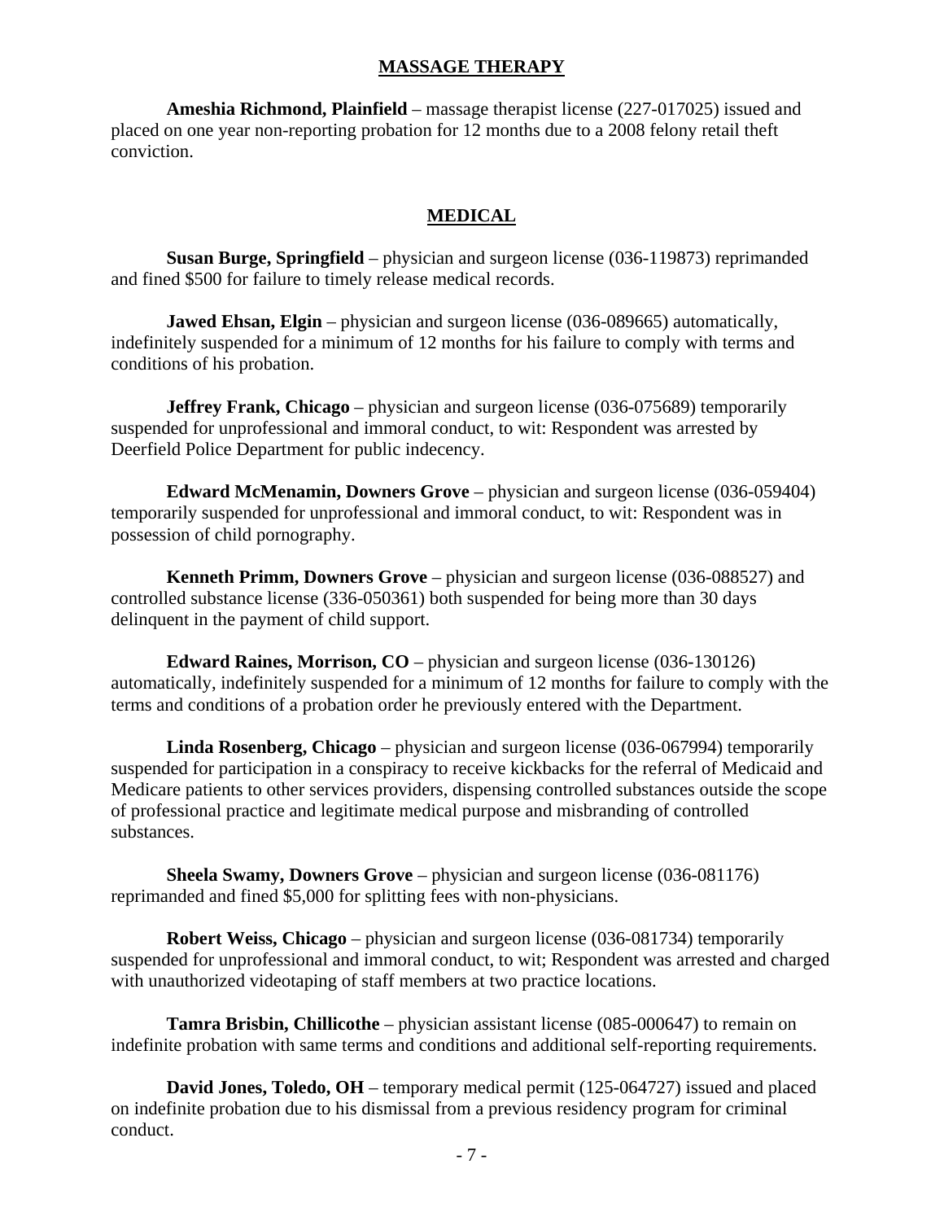## MASSAGE THERAPY

**Ameshia Richmond, Plainfield** – massage therapist license (227-017025) issued and placed on one year non-reporting probation for 12 months due to a 2008 felony retail theft conviction.

## MEDICAL

**Susan Burge, Springfield** – physician and surgeon license (036-119873) reprimanded and fined $500 for failure to timely release medical records.

**Jawed Ehsan, Elgin** – physician and surgeon license (036-089665) automatically, indefinitely suspended for a minimum of 12 months for his failure to comply with terms and conditions of his probation.

**Jeffrey Frank, Chicago** – physician and surgeon license (036-075689) temporarily suspended for unprofessional and immoral conduct, to wit: Respondent was arrested by Deerfield Police Department for public indecency.

**Edward McMenamin, Downers Grove** – physician and surgeon license (036-059404) temporarily suspended for unprofessional and immoral conduct, to wit: Respondent was in possession of child pornography.

**Kenneth Primm, Downers Grove** – physician and surgeon license (036-088527) and controlled substance license (336-050361) both suspended for being more than 30 days delinquent in the payment of child support.

**Edward Raines, Morrison, CO** – physician and surgeon license (036-130126) automatically, indefinitely suspended for a minimum of 12 months for failure to comply with the terms and conditions of a probation order he previously entered with the Department.

**Linda Rosenberg, Chicago** – physician and surgeon license (036-067994) temporarily suspended for participation in a conspiracy to receive kickbacks for the referral of Medicaid and Medicare patients to other services providers, dispensing controlled substances outside the scope of professional practice and legitimate medical purpose and misbranding of controlled substances.

**Sheela Swamy, Downers Grove** – physician and surgeon license (036-081176) reprimanded and fined $5,000 for splitting fees with non-physicians.

**Robert Weiss, Chicago** – physician and surgeon license (036-081734) temporarily suspended for unprofessional and immoral conduct, to wit; Respondent was arrested and charged with unauthorized videotaping of staff members at two practice locations.

**Tamra Brisbin, Chillicothe** – physician assistant license (085-000647) to remain on indefinite probation with same terms and conditions and additional self-reporting requirements.

**David Jones, Toledo, OH** – temporary medical permit (125-064727) issued and placed on indefinite probation due to his dismissal from a previous residency program for criminal conduct.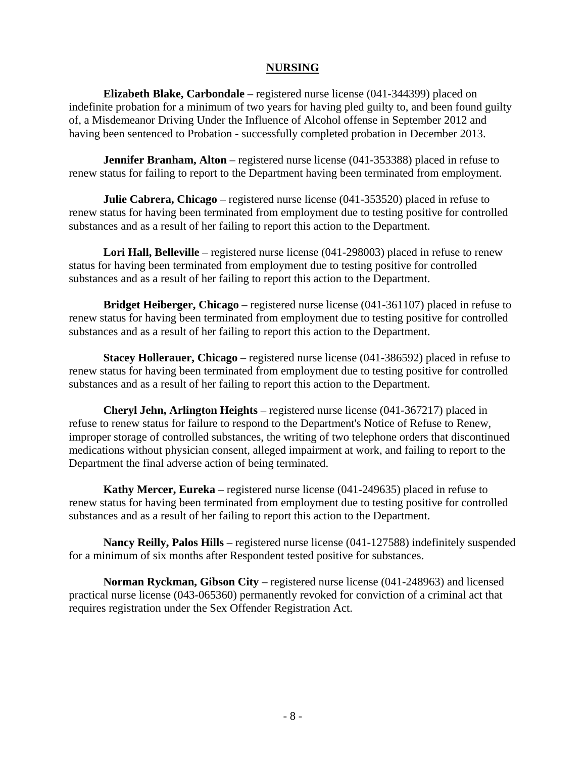## NURSING

**Elizabeth Blake, Carbondale** – registered nurse license (041-344399) placed on indefinite probation for a minimum of two years for having pled guilty to, and been found guilty of, a Misdemeanor Driving Under the Influence of Alcohol offense in September 2012 and having been sentenced to Probation - successfully completed probation in December 2013.

**Jennifer Branham, Alton** – registered nurse license (041-353388) placed in refuse to renew status for failing to report to the Department having been terminated from employment.

**Julie Cabrera, Chicago** – registered nurse license (041-353520) placed in refuse to renew status for having been terminated from employment due to testing positive for controlled substances and as a result of her failing to report this action to the Department.

**Lori Hall, Belleville** – registered nurse license (041-298003) placed in refuse to renew status for having been terminated from employment due to testing positive for controlled substances and as a result of her failing to report this action to the Department.

**Bridget Heiberger, Chicago** – registered nurse license (041-361107) placed in refuse to renew status for having been terminated from employment due to testing positive for controlled substances and as a result of her failing to report this action to the Department.

**Stacey Hollerauer, Chicago** – registered nurse license (041-386592) placed in refuse to renew status for having been terminated from employment due to testing positive for controlled substances and as a result of her failing to report this action to the Department.

**Cheryl Jehn, Arlington Heights** – registered nurse license (041-367217) placed in refuse to renew status for failure to respond to the Department's Notice of Refuse to Renew, improper storage of controlled substances, the writing of two telephone orders that discontinued medications without physician consent, alleged impairment at work, and failing to report to the Department the final adverse action of being terminated.

**Kathy Mercer, Eureka** – registered nurse license (041-249635) placed in refuse to renew status for having been terminated from employment due to testing positive for controlled substances and as a result of her failing to report this action to the Department.

**Nancy Reilly, Palos Hills** – registered nurse license (041-127588) indefinitely suspended for a minimum of six months after Respondent tested positive for substances.

**Norman Ryckman, Gibson City** – registered nurse license (041-248963) and licensed practical nurse license (043-065360) permanently revoked for conviction of a criminal act that requires registration under the Sex Offender Registration Act.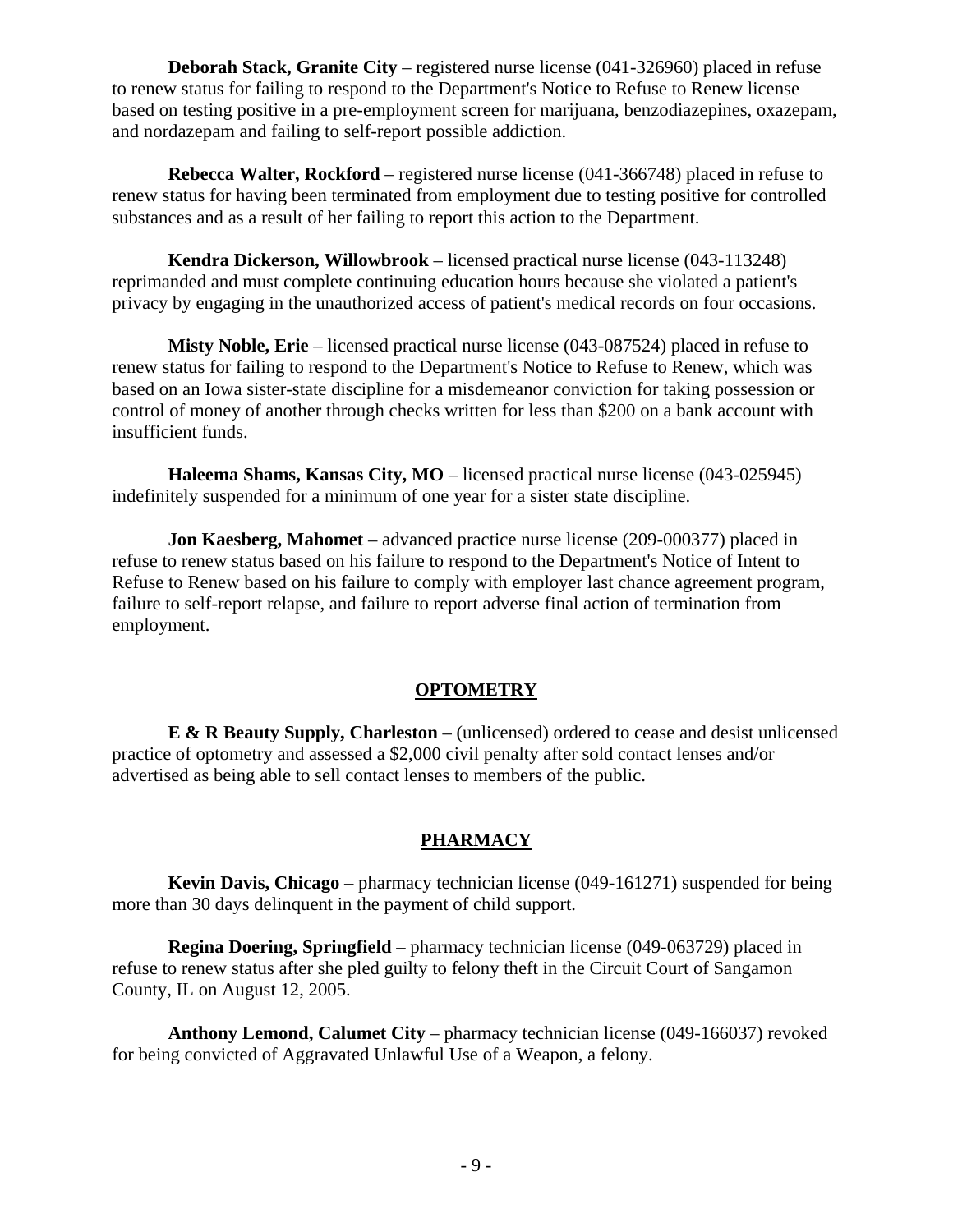**Deborah Stack, Granite City** – registered nurse license (041-326960) placed in refuse to renew status for failing to respond to the Department's Notice to Refuse to Renew license based on testing positive in a pre-employment screen for marijuana, benzodiazepines, oxazepam, and nordazepam and failing to self-report possible addiction.

**Rebecca Walter, Rockford** – registered nurse license (041-366748) placed in refuse to renew status for having been terminated from employment due to testing positive for controlled substances and as a result of her failing to report this action to the Department.

**Kendra Dickerson, Willowbrook** – licensed practical nurse license (043-113248) reprimanded and must complete continuing education hours because she violated a patient's privacy by engaging in the unauthorized access of patient's medical records on four occasions.

**Misty Noble, Erie** – licensed practical nurse license (043-087524) placed in refuse to renew status for failing to respond to the Department's Notice to Refuse to Renew, which was based on an Iowa sister-state discipline for a misdemeanor conviction for taking possession or control of money of another through checks written for less than $200 on a bank account with insufficient funds.

**Haleema Shams, Kansas City, MO** – licensed practical nurse license (043-025945) indefinitely suspended for a minimum of one year for a sister state discipline.

**Jon Kaesberg, Mahomet** – advanced practice nurse license (209-000377) placed in refuse to renew status based on his failure to respond to the Department's Notice of Intent to Refuse to Renew based on his failure to comply with employer last chance agreement program, failure to self-report relapse, and failure to report adverse final action of termination from employment.

## OPTOMETRY

**E & R Beauty Supply, Charleston** – (unlicensed) ordered to cease and desist unlicensed practice of optometry and assessed a $2,000 civil penalty after sold contact lenses and/or advertised as being able to sell contact lenses to members of the public.

## PHARMACY

**Kevin Davis, Chicago** – pharmacy technician license (049-161271) suspended for being more than 30 days delinquent in the payment of child support.

**Regina Doering, Springfield** – pharmacy technician license (049-063729) placed in refuse to renew status after she pled guilty to felony theft in the Circuit Court of Sangamon County, IL on August 12, 2005.

**Anthony Lemond, Calumet City** – pharmacy technician license (049-166037) revoked for being convicted of Aggravated Unlawful Use of a Weapon, a felony.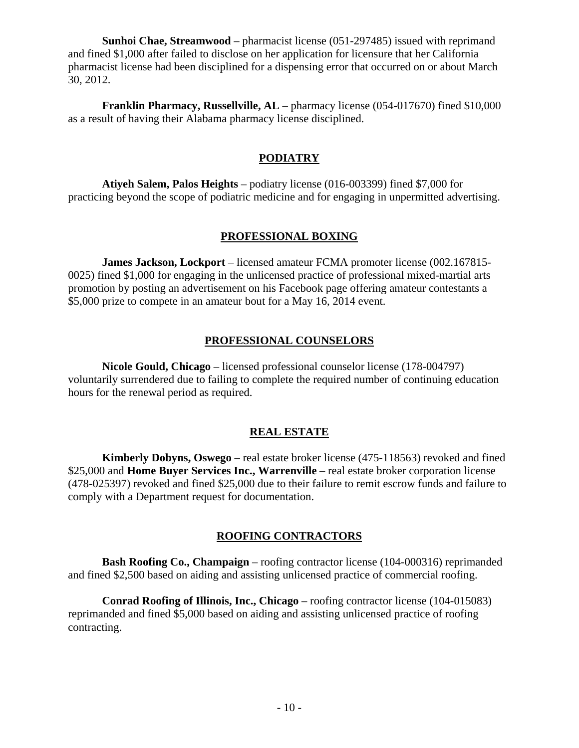**Sunhoi Chae, Streamwood** – pharmacist license (051-297485) issued with reprimand and fined $1,000 after failed to disclose on her application for licensure that her California pharmacist license had been disciplined for a dispensing error that occurred on or about March 30, 2012.

**Franklin Pharmacy, Russellville, AL** – pharmacy license (054-017670) fined $10,000 as a result of having their Alabama pharmacy license disciplined.

## PODIATRY

**Atiyeh Salem, Palos Heights** – podiatry license (016-003399) fined $7,000 for practicing beyond the scope of podiatric medicine and for engaging in unpermitted advertising.

## PROFESSIONAL BOXING

**James Jackson, Lockport** – licensed amateur FCMA promoter license (002.167815-0025) fined $1,000 for engaging in the unlicensed practice of professional mixed-martial arts promotion by posting an advertisement on his Facebook page offering amateur contestants a $5,000 prize to compete in an amateur bout for a May 16, 2014 event.

## PROFESSIONAL COUNSELORS

**Nicole Gould, Chicago** – licensed professional counselor license (178-004797) voluntarily surrendered due to failing to complete the required number of continuing education hours for the renewal period as required.

## REAL ESTATE

**Kimberly Dobyns, Oswego** – real estate broker license (475-118563) revoked and fined $25,000 and **Home Buyer Services Inc., Warrenville** – real estate broker corporation license (478-025397) revoked and fined $25,000 due to their failure to remit escrow funds and failure to comply with a Department request for documentation.

## ROOFING CONTRACTORS

**Bash Roofing Co., Champaign** – roofing contractor license (104-000316) reprimanded and fined $2,500 based on aiding and assisting unlicensed practice of commercial roofing.

**Conrad Roofing of Illinois, Inc., Chicago** – roofing contractor license (104-015083) reprimanded and fined $5,000 based on aiding and assisting unlicensed practice of roofing contracting.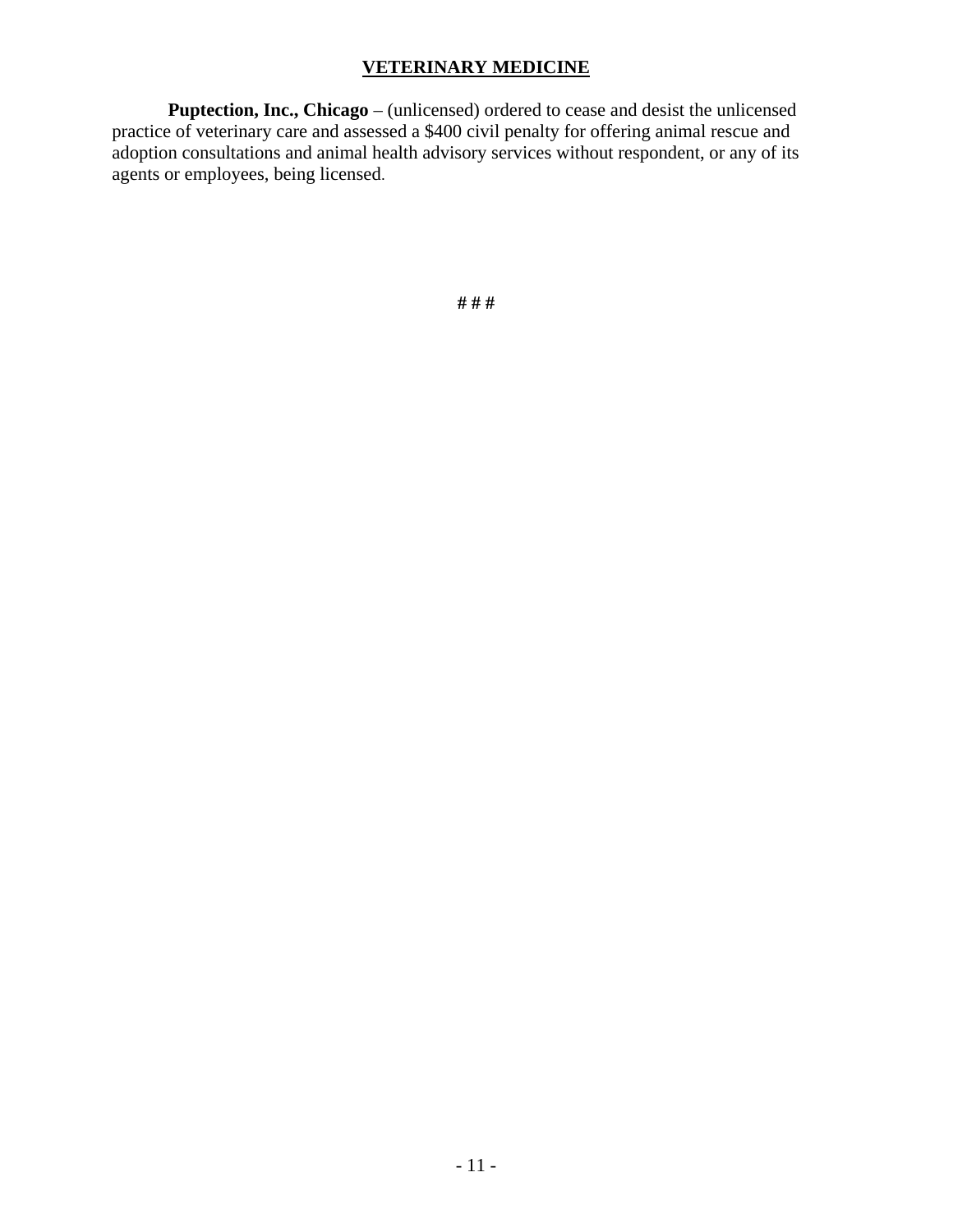## VETERINARY MEDICINE

**Puptection, Inc., Chicago** – (unlicensed) ordered to cease and desist the unlicensed practice of veterinary care and assessed a $400 civil penalty for offering animal rescue and adoption consultations and animal health advisory services without respondent, or any of its agents or employees, being licensed.

# # #